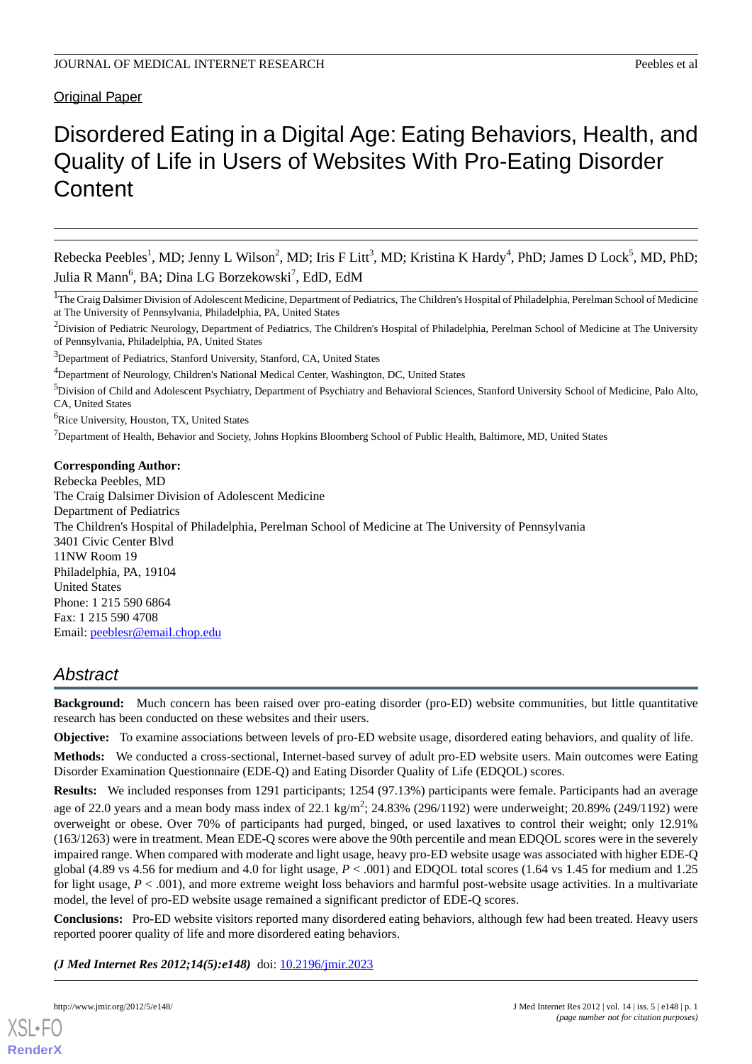Original Paper

# Disordered Eating in a Digital Age: Eating Behaviors, Health, and Quality of Life in Users of Websites With Pro-Eating Disorder Content

Rebecka Peebles[1], MD; Jenny L Wilson[2], MD; Iris F Litt[3], MD; Kristina K Hardy[4], PhD; James D Lock[5], MD, PhD; Julia R Mann[6], BA; Dina LG Borzekowski[7], EdD, EdM

[1]The Craig Dalsimer Division of Adolescent Medicine, Department of Pediatrics, The Children's Hospital of Philadelphia, Perelman School of Medicine at The University of Pennsylvania, Philadelphia, PA, United States

[2]Division of Pediatric Neurology, Department of Pediatrics, The Children's Hospital of Philadelphia, Perelman School of Medicine at The University of Pennsylvania, Philadelphia, PA, United States

[3]Department of Pediatrics, Stanford University, Stanford, CA, United States

[4]Department of Neurology, Children's National Medical Center, Washington, DC, United States

[5]Division of Child and Adolescent Psychiatry, Department of Psychiatry and Behavioral Sciences, Stanford University School of Medicine, Palo Alto, CA, United States

[6]Rice University, Houston, TX, United States

[7]Department of Health, Behavior and Society, Johns Hopkins Bloomberg School of Public Health, Baltimore, MD, United States

**Corresponding Author:**
Rebecka Peebles, MD
The Craig Dalsimer Division of Adolescent Medicine
Department of Pediatrics
The Children's Hospital of Philadelphia, Perelman School of Medicine at The University of Pennsylvania
3401 Civic Center Blvd
11NW Room 19
Philadelphia, PA, 19104
United States
Phone: 1 215 590 6864
Fax: 1 215 590 4708
Email: peeblesr@email.chop.edu

## Abstract

**Background:** Much concern has been raised over pro-eating disorder (pro-ED) website communities, but little quantitative research has been conducted on these websites and their users.

**Objective:** To examine associations between levels of pro-ED website usage, disordered eating behaviors, and quality of life.

**Methods:** We conducted a cross-sectional, Internet-based survey of adult pro-ED website users. Main outcomes were Eating Disorder Examination Questionnaire (EDE-Q) and Eating Disorder Quality of Life (EDQOL) scores.

**Results:** We included responses from 1291 participants; 1254 (97.13%) participants were female. Participants had an average age of 22.0 years and a mean body mass index of 22.1 kg/m$^2$; 24.83% (296/1192) were underweight; 20.89% (249/1192) were overweight or obese. Over 70% of participants had purged, binged, or used laxatives to control their weight; only 12.91% (163/1263) were in treatment. Mean EDE-Q scores were above the 90th percentile and mean EDQOL scores were in the severely impaired range. When compared with moderate and light usage, heavy pro-ED website usage was associated with higher EDE-Q global (4.89 vs 4.56 for medium and 4.0 for light usage, $P < .001$) and EDQOL total scores (1.64 vs 1.45 for medium and 1.25 for light usage, $P < .001$), and more extreme weight loss behaviors and harmful post-website usage activities. In a multivariate model, the level of pro-ED website usage remained a significant predictor of EDE-Q scores.

**Conclusions:** Pro-ED website visitors reported many disordered eating behaviors, although few had been treated. Heavy users reported poorer quality of life and more disordered eating behaviors.

*(J Med Internet Res 2012;14(5):e148)* doi: 10.2196/jmir.2023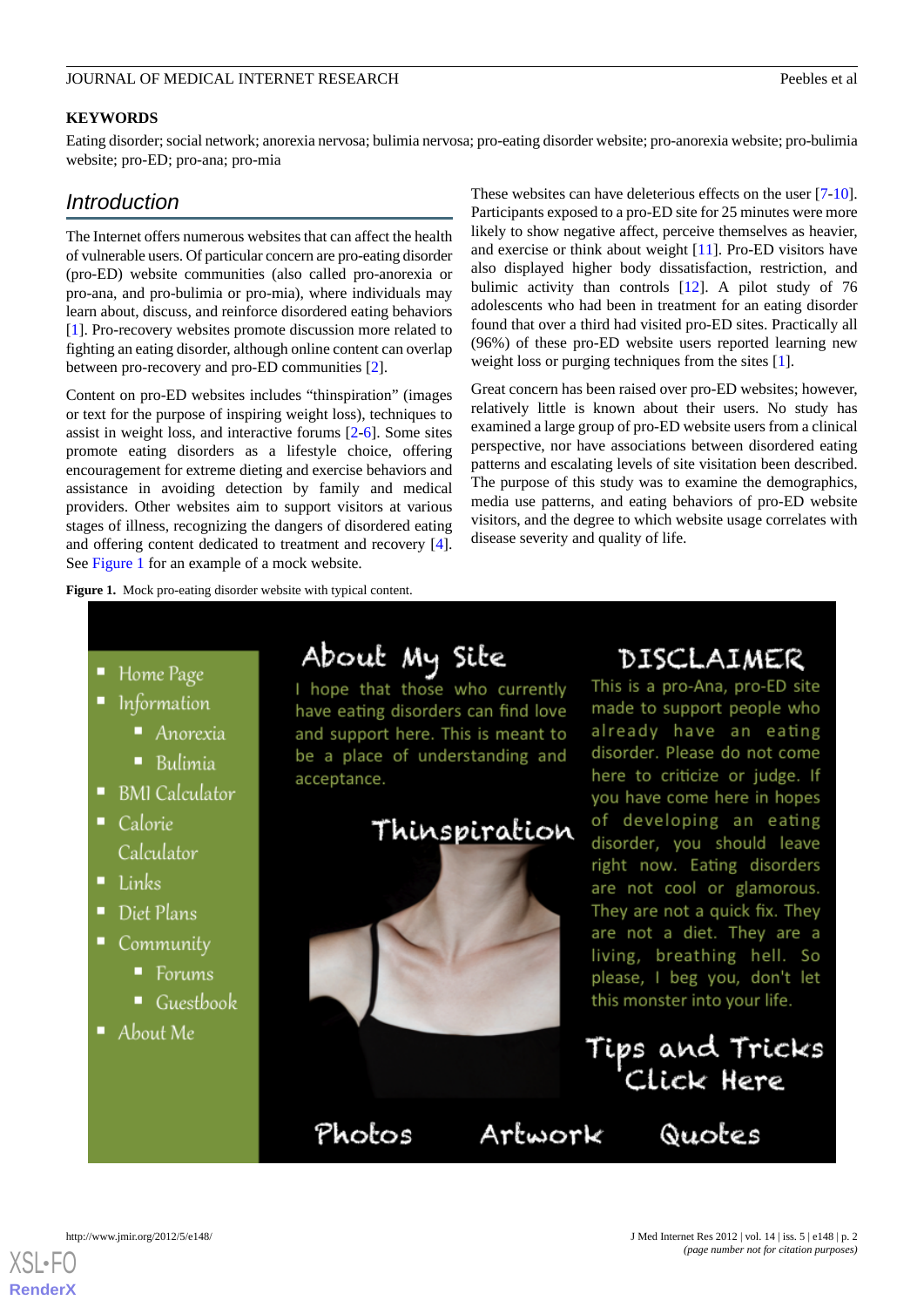**KEYWORDS**

Eating disorder; social network; anorexia nervosa; bulimia nervosa; pro-eating disorder website; pro-anorexia website; pro-bulimia website; pro-ED; pro-ana; pro-mia

## Introduction

The Internet offers numerous websites that can affect the health of vulnerable users. Of particular concern are pro-eating disorder (pro-ED) website communities (also called pro-anorexia or pro-ana, and pro-bulimia or pro-mia), where individuals may learn about, discuss, and reinforce disordered eating behaviors [1]. Pro-recovery websites promote discussion more related to fighting an eating disorder, although online content can overlap between pro-recovery and pro-ED communities [2].

Content on pro-ED websites includes "thinspiration" (images or text for the purpose of inspiring weight loss), techniques to assist in weight loss, and interactive forums [2-6]. Some sites promote eating disorders as a lifestyle choice, offering encouragement for extreme dieting and exercise behaviors and assistance in avoiding detection by family and medical providers. Other websites aim to support visitors at various stages of illness, recognizing the dangers of disordered eating and offering content dedicated to treatment and recovery [4]. See Figure 1 for an example of a mock website.

These websites can have deleterious effects on the user [7-10]. Participants exposed to a pro-ED site for 25 minutes were more likely to show negative affect, perceive themselves as heavier, and exercise or think about weight [11]. Pro-ED visitors have also displayed higher body dissatisfaction, restriction, and bulimic activity than controls [12]. A pilot study of 76 adolescents who had been in treatment for an eating disorder found that over a third had visited pro-ED sites. Practically all (96%) of these pro-ED website users reported learning new weight loss or purging techniques from the sites [1].

Great concern has been raised over pro-ED websites; however, relatively little is known about their users. No study has examined a large group of pro-ED website users from a clinical perspective, nor have associations between disordered eating patterns and escalating levels of site visitation been described. The purpose of this study was to examine the demographics, media use patterns, and eating behaviors of pro-ED website visitors, and the degree to which website usage correlates with disease severity and quality of life.

**Figure 1.** Mock pro-eating disorder website with typical content.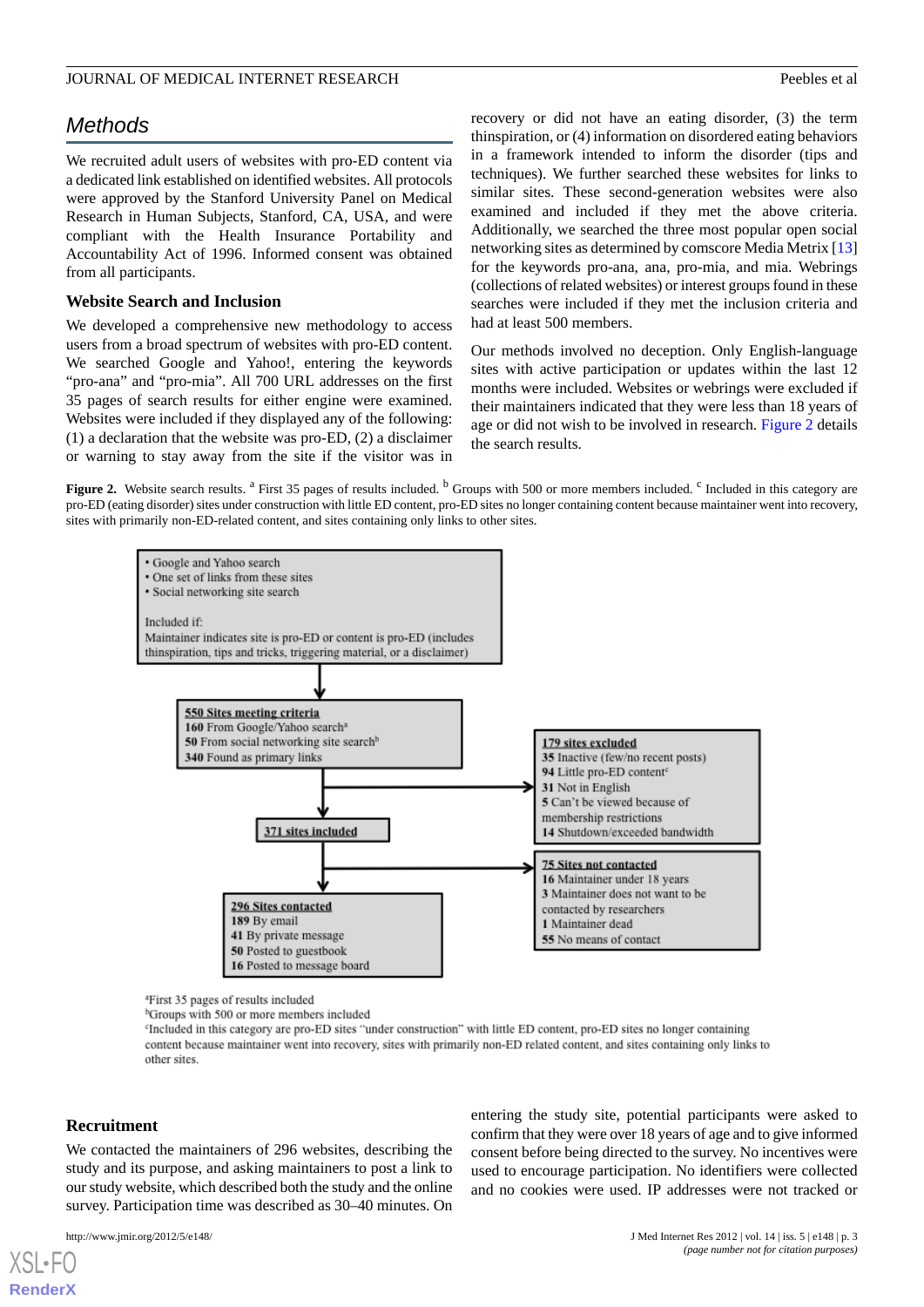## Methods

We recruited adult users of websites with pro-ED content via a dedicated link established on identified websites. All protocols were approved by the Stanford University Panel on Medical Research in Human Subjects, Stanford, CA, USA, and were compliant with the Health Insurance Portability and Accountability Act of 1996. Informed consent was obtained from all participants.

### Website Search and Inclusion

We developed a comprehensive new methodology to access users from a broad spectrum of websites with pro-ED content. We searched Google and Yahoo!, entering the keywords "pro-ana" and "pro-mia". All 700 URL addresses on the first 35 pages of search results for either engine were examined. Websites were included if they displayed any of the following: (1) a declaration that the website was pro-ED, (2) a disclaimer or warning to stay away from the site if the visitor was in recovery or did not have an eating disorder, (3) the term thinspiration, or (4) information on disordered eating behaviors in a framework intended to inform the disorder (tips and techniques). We further searched these websites for links to similar sites. These second-generation websites were also examined and included if they met the above criteria. Additionally, we searched the three most popular open social networking sites as determined by comscore Media Metrix [13] for the keywords pro-ana, ana, pro-mia, and mia. Webrings (collections of related websites) or interest groups found in these searches were included if they met the inclusion criteria and had at least 500 members.

Our methods involved no deception. Only English-language sites with active participation or updates within the last 12 months were included. Websites or webrings were excluded if their maintainers indicated that they were less than 18 years of age or did not wish to be involved in research. Figure 2 details the search results.

**Figure 2.** Website search results. [a] First 35 pages of results included. [b] Groups with 500 or more members included. [c] Included in this category are pro-ED (eating disorder) sites under construction with little ED content, pro-ED sites no longer containing content because maintainer went into recovery, sites with primarily non-ED-related content, and sites containing only links to other sites.

- Google and Yahoo search
- One set of links from these sites
- Social networking site search

Included if:
Maintainer indicates site is pro-ED or content is pro-ED (includes thinspiration, tips and tricks, triggering material, or a disclaimer)

**550 Sites meeting criteria**
**160** From Google/Yahoo search[a]
**50** From social networking site search[b]
**340** Found as primary links

**179 sites excluded**
**35** Inactive (few/no recent posts)
**94** Little pro-ED content[c]
**31** Not in English
**5** Can't be viewed because of membership restrictions
**14** Shutdown/exceeded bandwidth

**371 sites included**

**75 Sites not contacted**
**16** Maintainer under 18 years
**3** Maintainer does not want to be contacted by researchers
**1** Maintainer dead
**55** No means of contact

**296 Sites contacted**
**189** By email
**41** By private message
**50** Posted to guestbook
**16** Posted to message board

[a]First 35 pages of results included
[b]Groups with 500 or more members included
[c]Included in this category are pro-ED sites "under construction" with little ED content, pro-ED sites no longer containing content because maintainer went into recovery, sites with primarily non-ED related content, and sites containing only links to other sites.

### Recruitment

We contacted the maintainers of 296 websites, describing the study and its purpose, and asking maintainers to post a link to our study website, which described both the study and the online survey. Participation time was described as 30–40 minutes. On entering the study site, potential participants were asked to confirm that they were over 18 years of age and to give informed consent before being directed to the survey. No incentives were used to encourage participation. No identifiers were collected and no cookies were used. IP addresses were not tracked or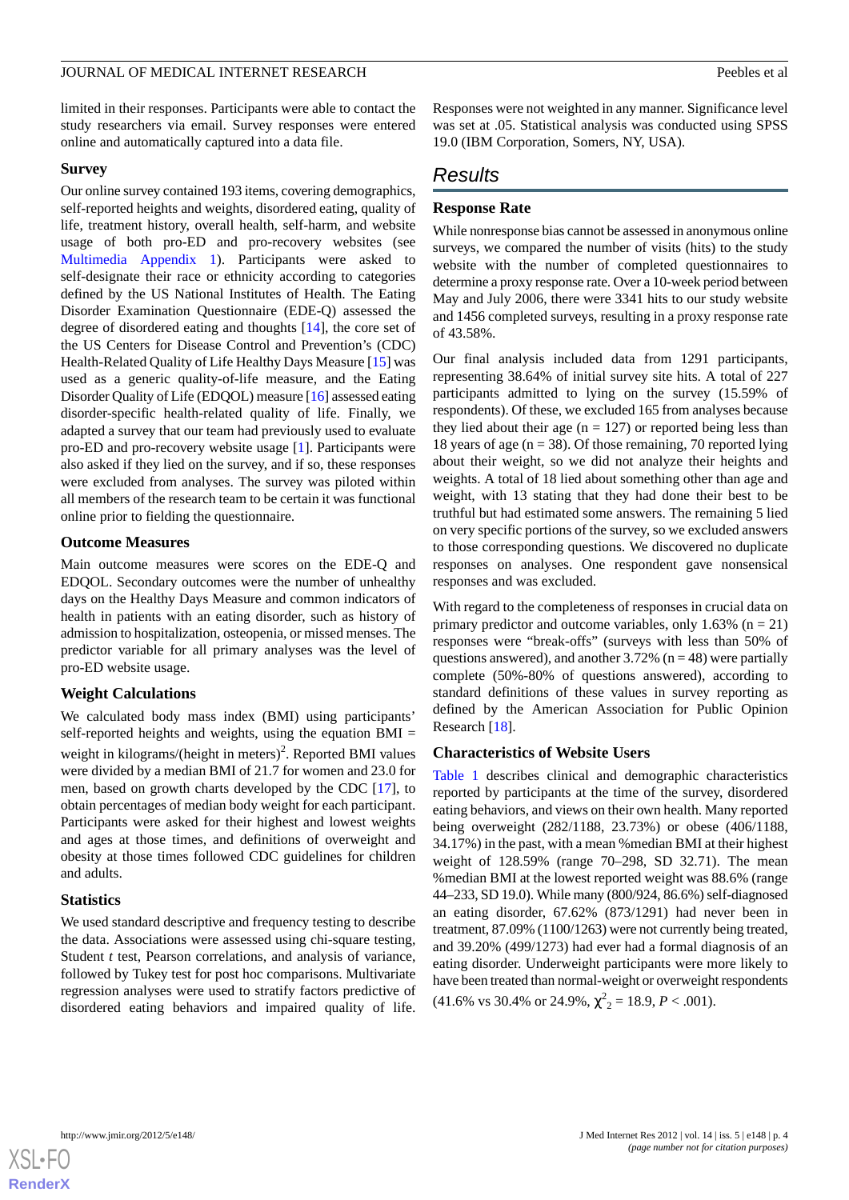limited in their responses. Participants were able to contact the study researchers via email. Survey responses were entered online and automatically captured into a data file.

### Survey

Our online survey contained 193 items, covering demographics, self-reported heights and weights, disordered eating, quality of life, treatment history, overall health, self-harm, and website usage of both pro-ED and pro-recovery websites (see Multimedia Appendix 1). Participants were asked to self-designate their race or ethnicity according to categories defined by the US National Institutes of Health. The Eating Disorder Examination Questionnaire (EDE-Q) assessed the degree of disordered eating and thoughts [14], the core set of the US Centers for Disease Control and Prevention's (CDC) Health-Related Quality of Life Healthy Days Measure [15] was used as a generic quality-of-life measure, and the Eating Disorder Quality of Life (EDQOL) measure [16] assessed eating disorder-specific health-related quality of life. Finally, we adapted a survey that our team had previously used to evaluate pro-ED and pro-recovery website usage [1]. Participants were also asked if they lied on the survey, and if so, these responses were excluded from analyses. The survey was piloted within all members of the research team to be certain it was functional online prior to fielding the questionnaire.

### Outcome Measures

Main outcome measures were scores on the EDE-Q and EDQOL. Secondary outcomes were the number of unhealthy days on the Healthy Days Measure and common indicators of health in patients with an eating disorder, such as history of admission to hospitalization, osteopenia, or missed menses. The predictor variable for all primary analyses was the level of pro-ED website usage.

### Weight Calculations

We calculated body mass index (BMI) using participants' self-reported heights and weights, using the equation BMI = weight in kilograms/(height in meters)$^2$. Reported BMI values were divided by a median BMI of 21.7 for women and 23.0 for men, based on growth charts developed by the CDC [17], to obtain percentages of median body weight for each participant. Participants were asked for their highest and lowest weights and ages at those times, and definitions of overweight and obesity at those times followed CDC guidelines for children and adults.

### Statistics

We used standard descriptive and frequency testing to describe the data. Associations were assessed using chi-square testing, Student *t* test, Pearson correlations, and analysis of variance, followed by Tukey test for post hoc comparisons. Multivariate regression analyses were used to stratify factors predictive of disordered eating behaviors and impaired quality of life. Responses were not weighted in any manner. Significance level was set at .05. Statistical analysis was conducted using SPSS 19.0 (IBM Corporation, Somers, NY, USA).

## Results

### Response Rate

While nonresponse bias cannot be assessed in anonymous online surveys, we compared the number of visits (hits) to the study website with the number of completed questionnaires to determine a proxy response rate. Over a 10-week period between May and July 2006, there were 3341 hits to our study website and 1456 completed surveys, resulting in a proxy response rate of 43.58%.

Our final analysis included data from 1291 participants, representing 38.64% of initial survey site hits. A total of 227 participants admitted to lying on the survey (15.59% of respondents). Of these, we excluded 165 from analyses because they lied about their age (n = 127) or reported being less than 18 years of age (n = 38). Of those remaining, 70 reported lying about their weight, so we did not analyze their heights and weights. A total of 18 lied about something other than age and weight, with 13 stating that they had done their best to be truthful but had estimated some answers. The remaining 5 lied on very specific portions of the survey, so we excluded answers to those corresponding questions. We discovered no duplicate responses on analyses. One respondent gave nonsensical responses and was excluded.

With regard to the completeness of responses in crucial data on primary predictor and outcome variables, only 1.63% (n = 21) responses were "break-offs" (surveys with less than 50% of questions answered), and another 3.72% (n = 48) were partially complete (50%-80% of questions answered), according to standard definitions of these values in survey reporting as defined by the American Association for Public Opinion Research [18].

### Characteristics of Website Users

Table 1 describes clinical and demographic characteristics reported by participants at the time of the survey, disordered eating behaviors, and views on their own health. Many reported being overweight (282/1188, 23.73%) or obese (406/1188, 34.17%) in the past, with a mean %median BMI at their highest weight of 128.59% (range 70–298, SD 32.71). The mean %median BMI at the lowest reported weight was 88.6% (range 44–233, SD 19.0). While many (800/924, 86.6%) self-diagnosed an eating disorder, 67.62% (873/1291) had never been in treatment, 87.09% (1100/1263) were not currently being treated, and 39.20% (499/1273) had ever had a formal diagnosis of an eating disorder. Underweight participants were more likely to have been treated than normal-weight or overweight respondents (41.6% vs 30.4% or 24.9%, $\chi^2_2 = 18.9$, $P < .001$).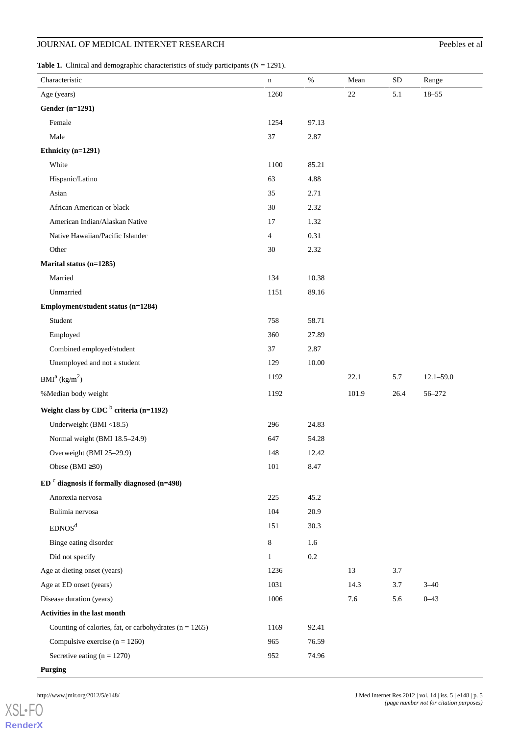**Table 1.** Clinical and demographic characteristics of study participants (N = 1291).

| Characteristic | n | % | Mean | SD | Range |
| --- | --- | --- | --- | --- | --- |
| Age (years) | 1260 | | 22 | 5.1 | 18–55 |
| **Gender (n=1291)** | | | | | |
| Female | 1254 | 97.13 | | | |
| Male | 37 | 2.87 | | | |
| **Ethnicity (n=1291)** | | | | | |
| White | 1100 | 85.21 | | | |
| Hispanic/Latino | 63 | 4.88 | | | |
| Asian | 35 | 2.71 | | | |
| African American or black | 30 | 2.32 | | | |
| American Indian/Alaskan Native | 17 | 1.32 | | | |
| Native Hawaiian/Pacific Islander | 4 | 0.31 | | | |
| Other | 30 | 2.32 | | | |
| **Marital status (n=1285)** | | | | | |
| Married | 134 | 10.38 | | | |
| Unmarried | 1151 | 89.16 | | | |
| **Employment/student status (n=1284)** | | | | | |
| Student | 758 | 58.71 | | | |
| Employed | 360 | 27.89 | | | |
| Combined employed/student | 37 | 2.87 | | | |
| Unemployed and not a student | 129 | 10.00 | | | |
| BMI[a] ($kg/m^2$) | 1192 | | 22.1 | 5.7 | 12.1–59.0 |
| %Median body weight | 1192 | | 101.9 | 26.4 | 56–272 |
| **Weight class by CDC [b] criteria (n=1192)** | | | | | |
| Underweight (BMI <18.5) | 296 | 24.83 | | | |
| Normal weight (BMI 18.5–24.9) | 647 | 54.28 | | | |
| Overweight (BMI 25–29.9) | 148 | 12.42 | | | |
| Obese (BMI ≥30) | 101 | 8.47 | | | |
| **ED [c] diagnosis if formally diagnosed (n=498)** | | | | | |
| Anorexia nervosa | 225 | 45.2 | | | |
| Bulimia nervosa | 104 | 20.9 | | | |
| EDNOS[d] | 151 | 30.3 | | | |
| Binge eating disorder | 8 | 1.6 | | | |
| Did not specify | 1 | 0.2 | | | |
| Age at dieting onset (years) | 1236 | | 13 | 3.7 | |
| Age at ED onset (years) | 1031 | | 14.3 | 3.7 | 3–40 |
| Disease duration (years) | 1006 | | 7.6 | 5.6 | 0–43 |
| **Activities in the last month** | | | | | |
| Counting of calories, fat, or carbohydrates (n = 1265) | 1169 | 92.41 | | | |
| Compulsive exercise (n = 1260) | 965 | 76.59 | | | |
| Secretive eating (n = 1270) | 952 | 74.96 | | | |
| **Purging** | | | | | |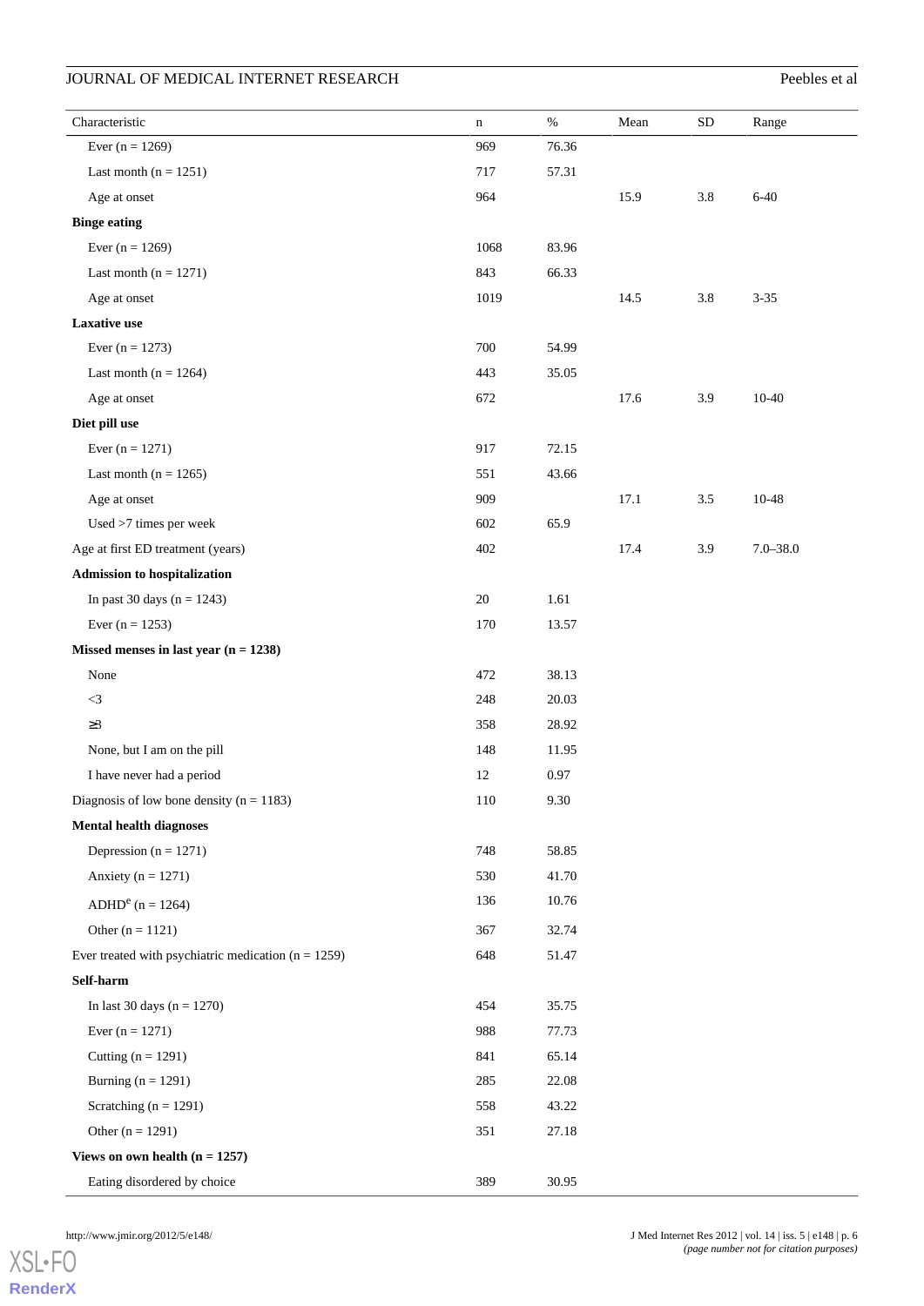| Characteristic | n | % | Mean | SD | Range |
| --- | --- | --- | --- | --- | --- |
| Ever (n = 1269) | 969 | 76.36 | | | |
| Last month (n = 1251) | 717 | 57.31 | | | |
| Age at onset | 964 | | 15.9 | 3.8 | 6-40 |
| **Binge eating** | | | | | |
| Ever (n = 1269) | 1068 | 83.96 | | | |
| Last month (n = 1271) | 843 | 66.33 | | | |
| Age at onset | 1019 | | 14.5 | 3.8 | 3-35 |
| **Laxative use** | | | | | |
| Ever (n = 1273) | 700 | 54.99 | | | |
| Last month (n = 1264) | 443 | 35.05 | | | |
| Age at onset | 672 | | 17.6 | 3.9 | 10-40 |
| **Diet pill use** | | | | | |
| Ever (n = 1271) | 917 | 72.15 | | | |
| Last month (n = 1265) | 551 | 43.66 | | | |
| Age at onset | 909 | | 17.1 | 3.5 | 10-48 |
| Used >7 times per week | 602 | 65.9 | | | |
| Age at first ED treatment (years) | 402 | | 17.4 | 3.9 | 7.0–38.0 |
| **Admission to hospitalization** | | | | | |
| In past 30 days (n = 1243) | 20 | 1.61 | | | |
| Ever (n = 1253) | 170 | 13.57 | | | |
| **Missed menses in last year (n = 1238)** | | | | | |
| None | 472 | 38.13 | | | |
| <3 | 248 | 20.03 | | | |
| ≥3 | 358 | 28.92 | | | |
| None, but I am on the pill | 148 | 11.95 | | | |
| I have never had a period | 12 | 0.97 | | | |
| Diagnosis of low bone density (n = 1183) | 110 | 9.30 | | | |
| **Mental health diagnoses** | | | | | |
| Depression (n = 1271) | 748 | 58.85 | | | |
| Anxiety (n = 1271) | 530 | 41.70 | | | |
| ADHD[e] (n = 1264) | 136 | 10.76 | | | |
| Other (n = 1121) | 367 | 32.74 | | | |
| Ever treated with psychiatric medication (n = 1259) | 648 | 51.47 | | | |
| **Self-harm** | | | | | |
| In last 30 days (n = 1270) | 454 | 35.75 | | | |
| Ever (n = 1271) | 988 | 77.73 | | | |
| Cutting (n = 1291) | 841 | 65.14 | | | |
| Burning (n = 1291) | 285 | 22.08 | | | |
| Scratching (n = 1291) | 558 | 43.22 | | | |
| Other (n = 1291) | 351 | 27.18 | | | |
| **Views on own health (n = 1257)** | | | | | |
| Eating disordered by choice | 389 | 30.95 | | | |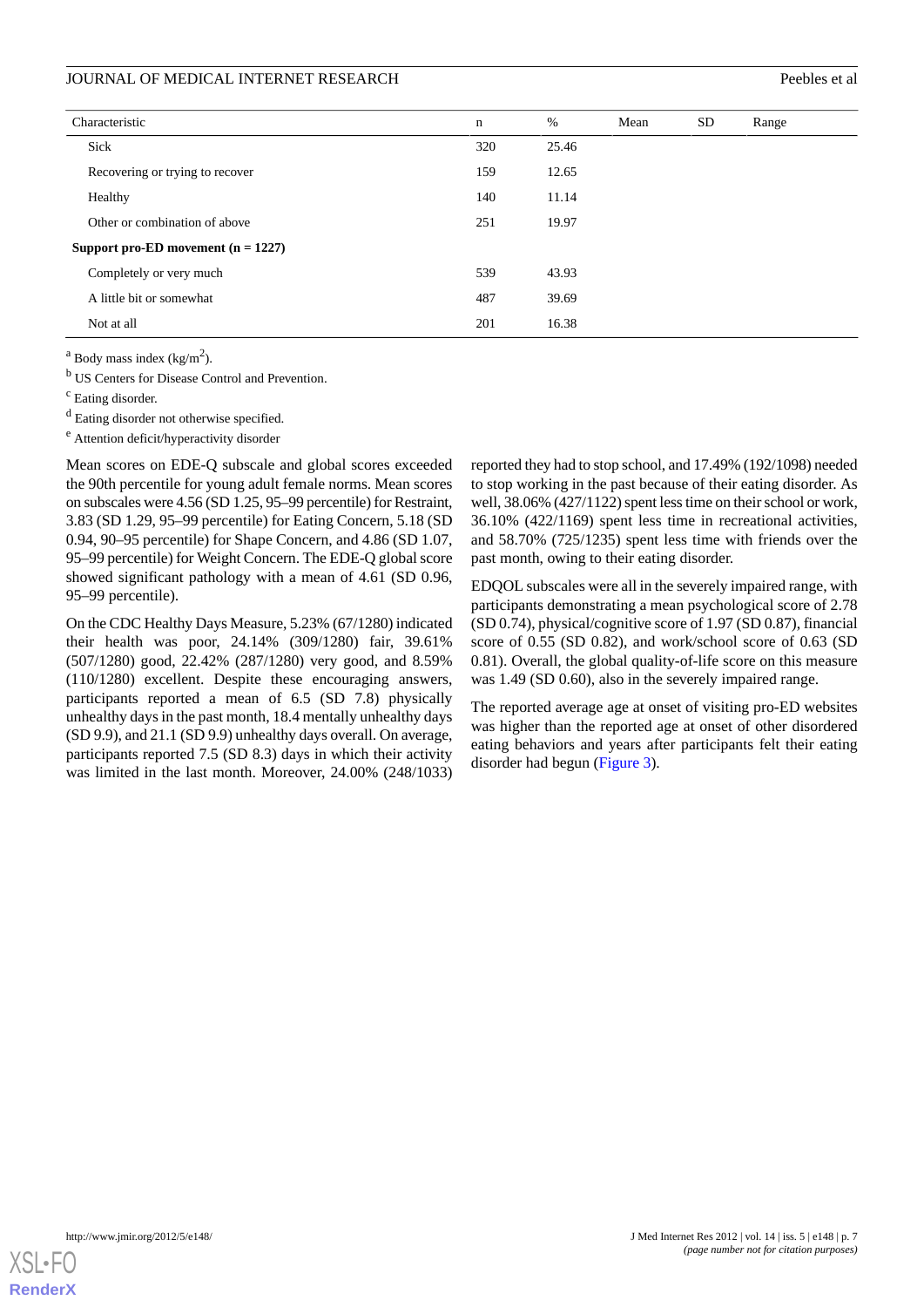| Characteristic | n | % | Mean | SD | Range |
|---|---|---|---|---|---|
| Sick | 320 | 25.46 | | | |
| Recovering or trying to recover | 159 | 12.65 | | | |
| Healthy | 140 | 11.14 | | | |
| Other or combination of above | 251 | 19.97 | | | |
| **Support pro-ED movement (n = 1227)** | | | | | |
| Completely or very much | 539 | 43.93 | | | |
| A little bit or somewhat | 487 | 39.69 | | | |
| Not at all | 201 | 16.38 | | | |

[a] Body mass index (kg/m$^2$).

[b] US Centers for Disease Control and Prevention.

[c] Eating disorder.

[d] Eating disorder not otherwise specified.

[e] Attention deficit/hyperactivity disorder

Mean scores on EDE-Q subscale and global scores exceeded the 90th percentile for young adult female norms. Mean scores on subscales were 4.56 (SD 1.25, 95–99 percentile) for Restraint, 3.83 (SD 1.29, 95–99 percentile) for Eating Concern, 5.18 (SD 0.94, 90–95 percentile) for Shape Concern, and 4.86 (SD 1.07, 95–99 percentile) for Weight Concern. The EDE-Q global score showed significant pathology with a mean of 4.61 (SD 0.96, 95–99 percentile).

On the CDC Healthy Days Measure, 5.23% (67/1280) indicated their health was poor, 24.14% (309/1280) fair, 39.61% (507/1280) good, 22.42% (287/1280) very good, and 8.59% (110/1280) excellent. Despite these encouraging answers, participants reported a mean of 6.5 (SD 7.8) physically unhealthy days in the past month, 18.4 mentally unhealthy days (SD 9.9), and 21.1 (SD 9.9) unhealthy days overall. On average, participants reported 7.5 (SD 8.3) days in which their activity was limited in the last month. Moreover, 24.00% (248/1033) reported they had to stop school, and 17.49% (192/1098) needed to stop working in the past because of their eating disorder. As well, 38.06% (427/1122) spent less time on their school or work, 36.10% (422/1169) spent less time in recreational activities, and 58.70% (725/1235) spent less time with friends over the past month, owing to their eating disorder.

EDQOL subscales were all in the severely impaired range, with participants demonstrating a mean psychological score of 2.78 (SD 0.74), physical/cognitive score of 1.97 (SD 0.87), financial score of 0.55 (SD 0.82), and work/school score of 0.63 (SD 0.81). Overall, the global quality-of-life score on this measure was 1.49 (SD 0.60), also in the severely impaired range.

The reported average age at onset of visiting pro-ED websites was higher than the reported age at onset of other disordered eating behaviors and years after participants felt their eating disorder had begun (Figure 3).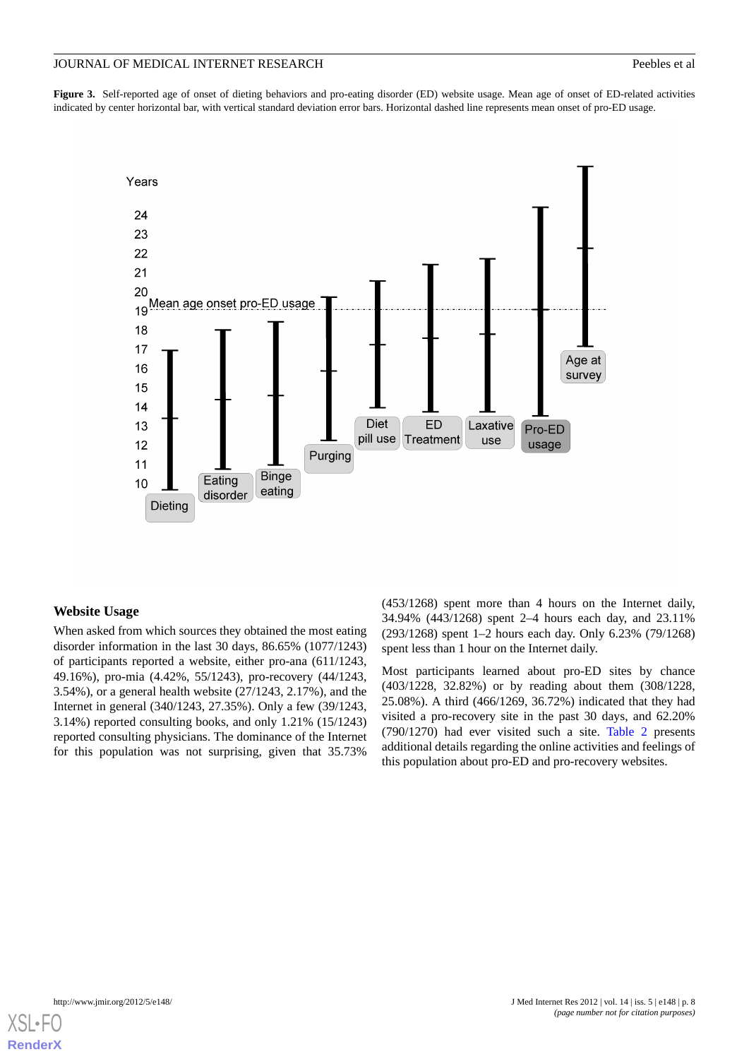**Figure 3.** Self-reported age of onset of dieting behaviors and pro-eating disorder (ED) website usage. Mean age of onset of ED-related activities indicated by center horizontal bar, with vertical standard deviation error bars. Horizontal dashed line represents mean onset of pro-ED usage.

### Website Usage

When asked from which sources they obtained the most eating disorder information in the last 30 days, 86.65% (1077/1243) of participants reported a website, either pro-ana (611/1243, 49.16%), pro-mia (4.42%, 55/1243), pro-recovery (44/1243, 3.54%), or a general health website (27/1243, 2.17%), and the Internet in general (340/1243, 27.35%). Only a few (39/1243, 3.14%) reported consulting books, and only 1.21% (15/1243) reported consulting physicians. The dominance of the Internet for this population was not surprising, given that 35.73% (453/1268) spent more than 4 hours on the Internet daily, 34.94% (443/1268) spent 2–4 hours each day, and 23.11% (293/1268) spent 1–2 hours each day. Only 6.23% (79/1268) spent less than 1 hour on the Internet daily.

Most participants learned about pro-ED sites by chance (403/1228, 32.82%) or by reading about them (308/1228, 25.08%). A third (466/1269, 36.72%) indicated that they had visited a pro-recovery site in the past 30 days, and 62.20% (790/1270) had ever visited such a site. Table 2 presents additional details regarding the online activities and feelings of this population about pro-ED and pro-recovery websites.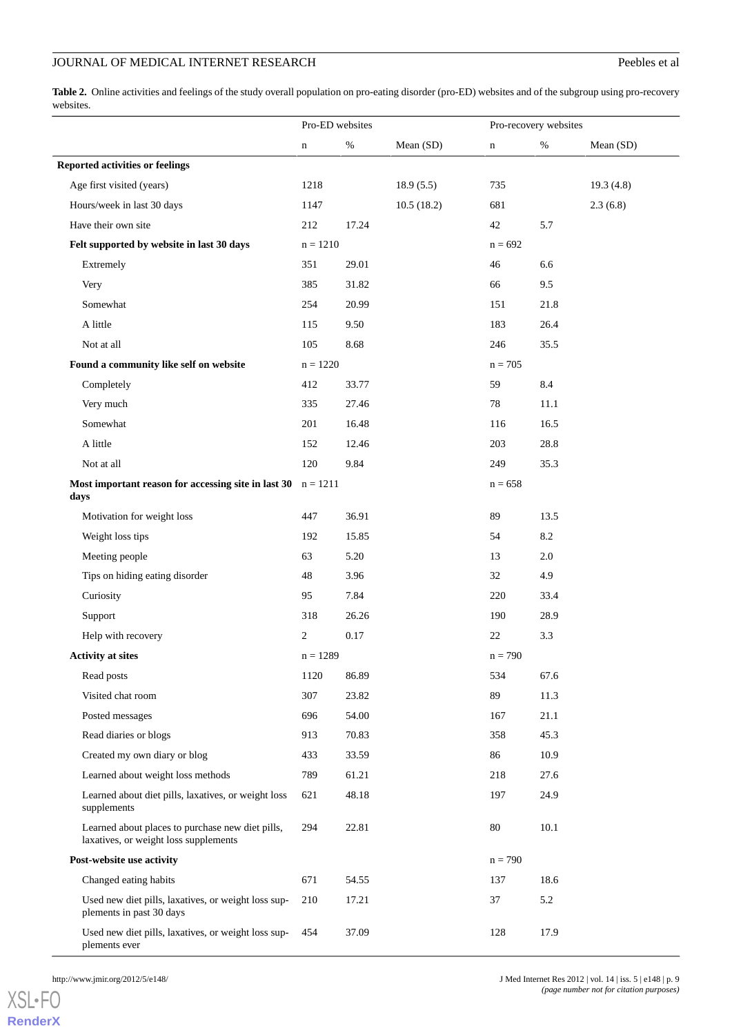**Table 2.** Online activities and feelings of the study overall population on pro-eating disorder (pro-ED) websites and of the subgroup using pro-recovery websites.

| | Pro-ED websites | | | Pro-recovery websites | | |
|---|---|---|---|---|---|---|
| | n | % | Mean (SD) | n | % | Mean (SD) |
| **Reported activities or feelings** | | | | | | |
| Age first visited (years) | 1218 | | 18.9 (5.5) | 735 | | 19.3 (4.8) |
| Hours/week in last 30 days | 1147 | | 10.5 (18.2) | 681 | | 2.3 (6.8) |
| Have their own site | 212 | 17.24 | | 42 | 5.7 | |
| **Felt supported by website in last 30 days** | n = 1210 | | | n = 692 | | |
| Extremely | 351 | 29.01 | | 46 | 6.6 | |
| Very | 385 | 31.82 | | 66 | 9.5 | |
| Somewhat | 254 | 20.99 | | 151 | 21.8 | |
| A little | 115 | 9.50 | | 183 | 26.4 | |
| Not at all | 105 | 8.68 | | 246 | 35.5 | |
| **Found a community like self on website** | n = 1220 | | | n = 705 | | |
| Completely | 412 | 33.77 | | 59 | 8.4 | |
| Very much | 335 | 27.46 | | 78 | 11.1 | |
| Somewhat | 201 | 16.48 | | 116 | 16.5 | |
| A little | 152 | 12.46 | | 203 | 28.8 | |
| Not at all | 120 | 9.84 | | 249 | 35.3 | |
| **Most important reason for accessing site in last 30 days** | n = 1211 | | | n = 658 | | |
| Motivation for weight loss | 447 | 36.91 | | 89 | 13.5 | |
| Weight loss tips | 192 | 15.85 | | 54 | 8.2 | |
| Meeting people | 63 | 5.20 | | 13 | 2.0 | |
| Tips on hiding eating disorder | 48 | 3.96 | | 32 | 4.9 | |
| Curiosity | 95 | 7.84 | | 220 | 33.4 | |
| Support | 318 | 26.26 | | 190 | 28.9 | |
| Help with recovery | 2 | 0.17 | | 22 | 3.3 | |
| **Activity at sites** | n = 1289 | | | n = 790 | | |
| Read posts | 1120 | 86.89 | | 534 | 67.6 | |
| Visited chat room | 307 | 23.82 | | 89 | 11.3 | |
| Posted messages | 696 | 54.00 | | 167 | 21.1 | |
| Read diaries or blogs | 913 | 70.83 | | 358 | 45.3 | |
| Created my own diary or blog | 433 | 33.59 | | 86 | 10.9 | |
| Learned about weight loss methods | 789 | 61.21 | | 218 | 27.6 | |
| Learned about diet pills, laxatives, or weight loss supplements | 621 | 48.18 | | 197 | 24.9 | |
| Learned about places to purchase new diet pills, laxatives, or weight loss supplements | 294 | 22.81 | | 80 | 10.1 | |
| **Post-website use activity** | | | | n = 790 | | |
| Changed eating habits | 671 | 54.55 | | 137 | 18.6 | |
| Used new diet pills, laxatives, or weight loss supplements in past 30 days | 210 | 17.21 | | 37 | 5.2 | |
| Used new diet pills, laxatives, or weight loss supplements ever | 454 | 37.09 | | 128 | 17.9 | |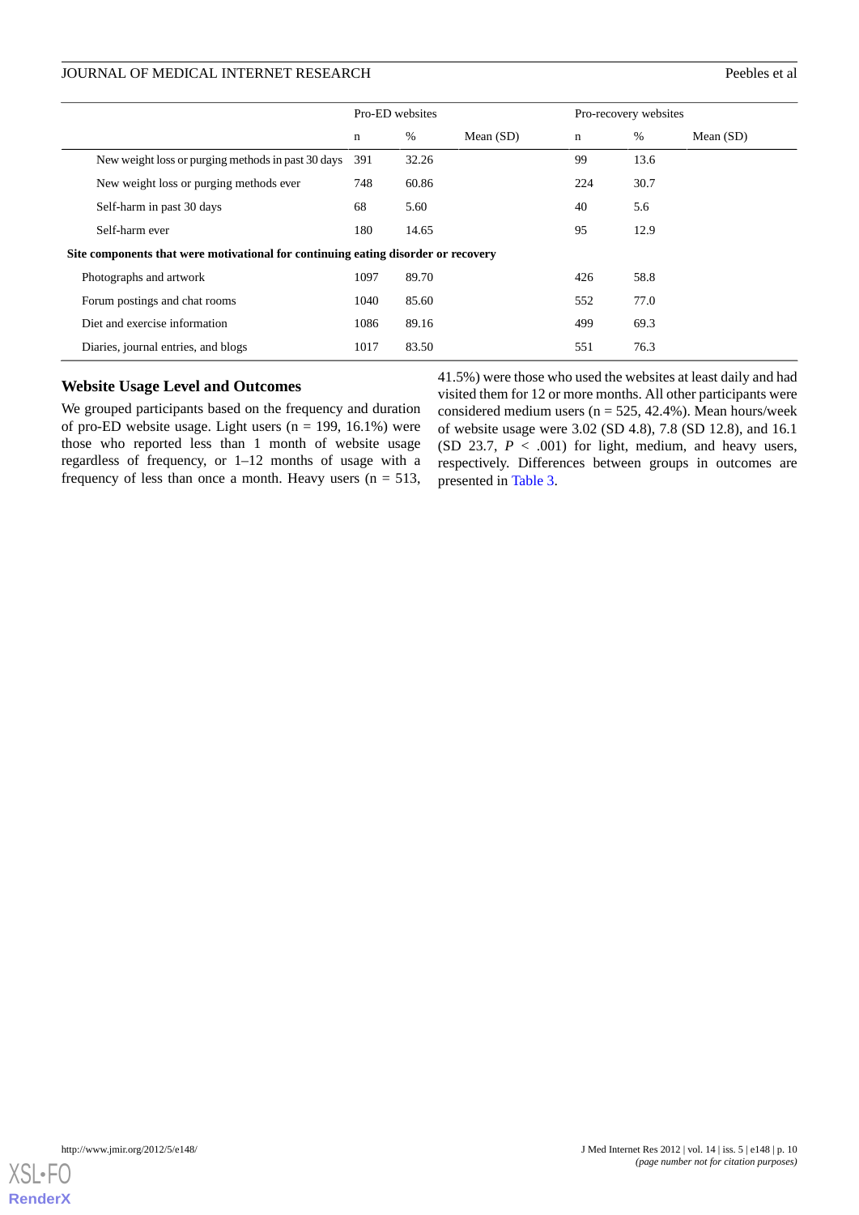| | Pro-ED websites | | | Pro-recovery websites | | |
|---|---|---|---|---|---|---|
| | n | % | Mean (SD) | n | % | Mean (SD) |
| New weight loss or purging methods in past 30 days | 391 | 32.26 | | 99 | 13.6 | |
| New weight loss or purging methods ever | 748 | 60.86 | | 224 | 30.7 | |
| Self-harm in past 30 days | 68 | 5.60 | | 40 | 5.6 | |
| Self-harm ever | 180 | 14.65 | | 95 | 12.9 | |
| **Site components that were motivational for continuing eating disorder or recovery** | | | | | | |
| Photographs and artwork | 1097 | 89.70 | | 426 | 58.8 | |
| Forum postings and chat rooms | 1040 | 85.60 | | 552 | 77.0 | |
| Diet and exercise information | 1086 | 89.16 | | 499 | 69.3 | |
| Diaries, journal entries, and blogs | 1017 | 83.50 | | 551 | 76.3 | |

### Website Usage Level and Outcomes

We grouped participants based on the frequency and duration of pro-ED website usage. Light users (n = 199, 16.1%) were those who reported less than 1 month of website usage regardless of frequency, or 1–12 months of usage with a frequency of less than once a month. Heavy users (n = 513, 41.5%) were those who used the websites at least daily and had visited them for 12 or more months. All other participants were considered medium users (n = 525, 42.4%). Mean hours/week of website usage were 3.02 (SD 4.8), 7.8 (SD 12.8), and 16.1 (SD 23.7, $P$ < .001) for light, medium, and heavy users, respectively. Differences between groups in outcomes are presented in Table 3.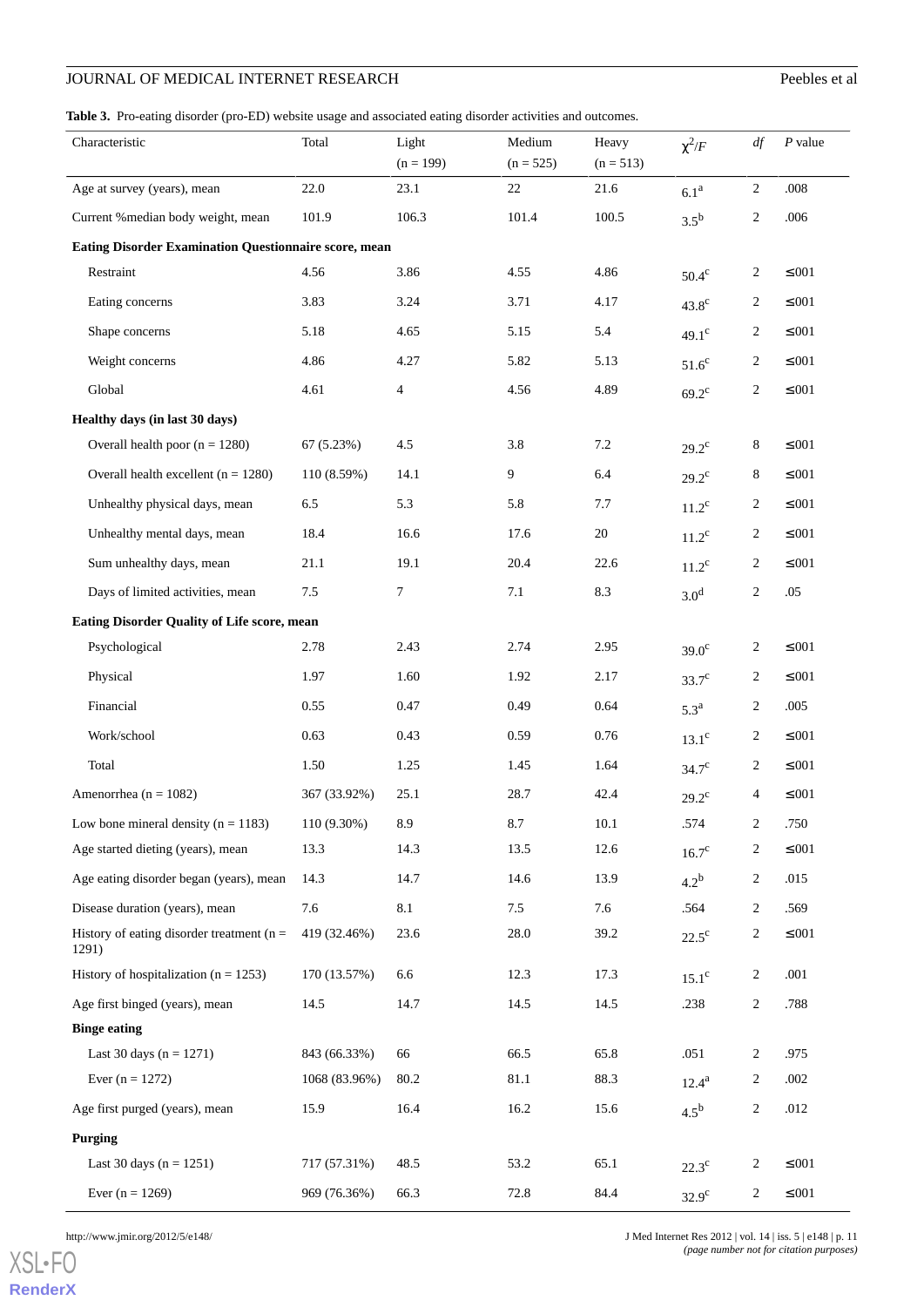**Table 3.** Pro-eating disorder (pro-ED) website usage and associated eating disorder activities and outcomes.

| Characteristic | Total | Light (n = 199) | Medium (n = 525) | Heavy (n = 513) | $\chi^2$/*F* | *df* | *P* value |
|---|---|---|---|---|---|---|---|
| Age at survey (years), mean | 22.0 | 23.1 | 22 | 21.6 | 6.1[a] | 2 | .008 |
| Current %median body weight, mean | 101.9 | 106.3 | 101.4 | 100.5 | 3.5[b] | 2 | .006 |
| **Eating Disorder Examination Questionnaire score, mean** | | | | | | | |
| Restraint | 4.56 | 3.86 | 4.55 | 4.86 | 50.4[c] | 2 | ≤001 |
| Eating concerns | 3.83 | 3.24 | 3.71 | 4.17 | 43.8[c] | 2 | ≤001 |
| Shape concerns | 5.18 | 4.65 | 5.15 | 5.4 | 49.1[c] | 2 | ≤001 |
| Weight concerns | 4.86 | 4.27 | 5.82 | 5.13 | 51.6[c] | 2 | ≤001 |
| Global | 4.61 | 4 | 4.56 | 4.89 | 69.2[c] | 2 | ≤001 |
| **Healthy days (in last 30 days)** | | | | | | | |
| Overall health poor (n = 1280) | 67 (5.23%) | 4.5 | 3.8 | 7.2 | 29.2[c] | 8 | ≤001 |
| Overall health excellent (n = 1280) | 110 (8.59%) | 14.1 | 9 | 6.4 | 29.2[c] | 8 | ≤001 |
| Unhealthy physical days, mean | 6.5 | 5.3 | 5.8 | 7.7 | 11.2[c] | 2 | ≤001 |
| Unhealthy mental days, mean | 18.4 | 16.6 | 17.6 | 20 | 11.2[c] | 2 | ≤001 |
| Sum unhealthy days, mean | 21.1 | 19.1 | 20.4 | 22.6 | 11.2[c] | 2 | ≤001 |
| Days of limited activities, mean | 7.5 | 7 | 7.1 | 8.3 | 3.0[d] | 2 | .05 |
| **Eating Disorder Quality of Life score, mean** | | | | | | | |
| Psychological | 2.78 | 2.43 | 2.74 | 2.95 | 39.0[c] | 2 | ≤001 |
| Physical | 1.97 | 1.60 | 1.92 | 2.17 | 33.7[c] | 2 | ≤001 |
| Financial | 0.55 | 0.47 | 0.49 | 0.64 | 5.3[a] | 2 | .005 |
| Work/school | 0.63 | 0.43 | 0.59 | 0.76 | 13.1[c] | 2 | ≤001 |
| Total | 1.50 | 1.25 | 1.45 | 1.64 | 34.7[c] | 2 | ≤001 |
| Amenorrhea (n = 1082) | 367 (33.92%) | 25.1 | 28.7 | 42.4 | 29.2[c] | 4 | ≤001 |
| Low bone mineral density (n = 1183) | 110 (9.30%) | 8.9 | 8.7 | 10.1 | .574 | 2 | .750 |
| Age started dieting (years), mean | 13.3 | 14.3 | 13.5 | 12.6 | 16.7[c] | 2 | ≤001 |
| Age eating disorder began (years), mean | 14.3 | 14.7 | 14.6 | 13.9 | 4.2[b] | 2 | .015 |
| Disease duration (years), mean | 7.6 | 8.1 | 7.5 | 7.6 | .564 | 2 | .569 |
| History of eating disorder treatment (n = 1291) | 419 (32.46%) | 23.6 | 28.0 | 39.2 | 22.5[c] | 2 | ≤001 |
| History of hospitalization (n = 1253) | 170 (13.57%) | 6.6 | 12.3 | 17.3 | 15.1[c] | 2 | .001 |
| Age first binged (years), mean | 14.5 | 14.7 | 14.5 | 14.5 | .238 | 2 | .788 |
| **Binge eating** | | | | | | | |
| Last 30 days (n = 1271) | 843 (66.33%) | 66 | 66.5 | 65.8 | .051 | 2 | .975 |
| Ever (n = 1272) | 1068 (83.96%) | 80.2 | 81.1 | 88.3 | 12.4[a] | 2 | .002 |
| Age first purged (years), mean | 15.9 | 16.4 | 16.2 | 15.6 | 4.5[b] | 2 | .012 |
| **Purging** | | | | | | | |
| Last 30 days (n = 1251) | 717 (57.31%) | 48.5 | 53.2 | 65.1 | 22.3[c] | 2 | ≤001 |
| Ever (n = 1269) | 969 (76.36%) | 66.3 | 72.8 | 84.4 | 32.9[c] | 2 | ≤001 |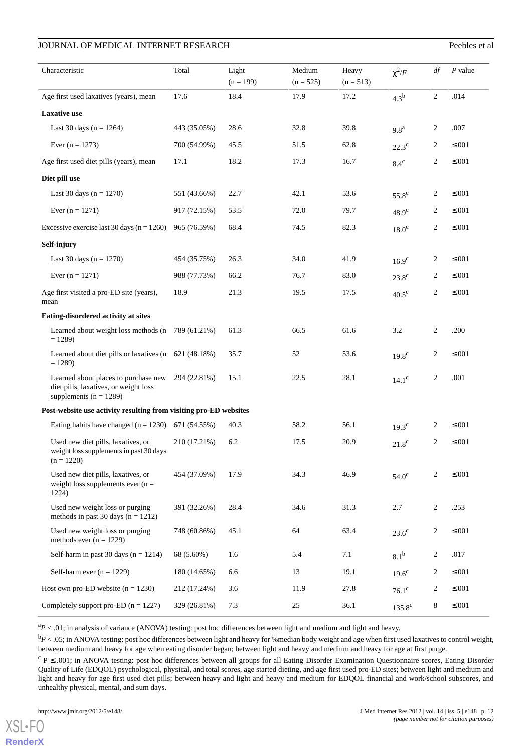| Characteristic | Total | Light (n = 199) | Medium (n = 525) | Heavy (n = 513) | $\chi^2$/*F* | *df* | *P* value |
|---|---|---|---|---|---|---|---|
| Age first used laxatives (years), mean | 17.6 | 18.4 | 17.9 | 17.2 | 4.3[b] | 2 | .014 |
| **Laxative use** | | | | | | | |
| Last 30 days (n = 1264) | 443 (35.05%) | 28.6 | 32.8 | 39.8 | 9.8[a] | 2 | .007 |
| Ever (n = 1273) | 700 (54.99%) | 45.5 | 51.5 | 62.8 | 22.3[c] | 2 | ≤.001 |
| Age first used diet pills (years), mean | 17.1 | 18.2 | 17.3 | 16.7 | 8.4[c] | 2 | ≤.001 |
| **Diet pill use** | | | | | | | |
| Last 30 days (n = 1270) | 551 (43.66%) | 22.7 | 42.1 | 53.6 | 55.8[c] | 2 | ≤.001 |
| Ever (n = 1271) | 917 (72.15%) | 53.5 | 72.0 | 79.7 | 48.9[c] | 2 | ≤.001 |
| Excessive exercise last 30 days (n = 1260) | 965 (76.59%) | 68.4 | 74.5 | 82.3 | 18.0[c] | 2 | ≤.001 |
| **Self-injury** | | | | | | | |
| Last 30 days (n = 1270) | 454 (35.75%) | 26.3 | 34.0 | 41.9 | 16.9[c] | 2 | ≤.001 |
| Ever (n = 1271) | 988 (77.73%) | 66.2 | 76.7 | 83.0 | 23.8[c] | 2 | ≤.001 |
| Age first visited a pro-ED site (years), mean | 18.9 | 21.3 | 19.5 | 17.5 | 40.5[c] | 2 | ≤.001 |
| **Eating-disordered activity at sites** | | | | | | | |
| Learned about weight loss methods (n = 1289) | 789 (61.21%) | 61.3 | 66.5 | 61.6 | 3.2 | 2 | .200 |
| Learned about diet pills or laxatives (n = 1289) | 621 (48.18%) | 35.7 | 52 | 53.6 | 19.8[c] | 2 | ≤.001 |
| Learned about places to purchase new diet pills, laxatives, or weight loss supplements (n = 1289) | 294 (22.81%) | 15.1 | 22.5 | 28.1 | 14.1[c] | 2 | .001 |
| **Post-website use activity resulting from visiting pro-ED websites** | | | | | | | |
| Eating habits have changed (n = 1230) | 671 (54.55%) | 40.3 | 58.2 | 56.1 | 19.3[c] | 2 | ≤.001 |
| Used new diet pills, laxatives, or weight loss supplements in past 30 days (n = 1220) | 210 (17.21%) | 6.2 | 17.5 | 20.9 | 21.8[c] | 2 | ≤.001 |
| Used new diet pills, laxatives, or weight loss supplements ever (n = 1224) | 454 (37.09%) | 17.9 | 34.3 | 46.9 | 54.0[c] | 2 | ≤.001 |
| Used new weight loss or purging methods in past 30 days (n = 1212) | 391 (32.26%) | 28.4 | 34.6 | 31.3 | 2.7 | 2 | .253 |
| Used new weight loss or purging methods ever (n = 1229) | 748 (60.86%) | 45.1 | 64 | 63.4 | 23.6[c] | 2 | ≤.001 |
| Self-harm in past 30 days (n = 1214) | 68 (5.60%) | 1.6 | 5.4 | 7.1 | 8.1[b] | 2 | .017 |
| Self-harm ever (n = 1229) | 180 (14.65%) | 6.6 | 13 | 19.1 | 19.6[c] | 2 | ≤.001 |
| Host own pro-ED website (n = 1230) | 212 (17.24%) | 3.6 | 11.9 | 27.8 | 76.1[c] | 2 | ≤.001 |
| Completely support pro-ED (n = 1227) | 329 (26.81%) | 7.3 | 25 | 36.1 | 135.8[c] | 8 | ≤.001 |

[a] $P < .01$; in analysis of variance (ANOVA) testing: post hoc differences between light and medium and light and heavy.

[b] $P < .05$; in ANOVA testing: post hoc differences between light and heavy for %median body weight and age when first used laxatives to control weight, between medium and heavy for age when eating disorder began; between light and heavy and medium and heavy for age at first purge.

[c] $P \leq .001$; in ANOVA testing: post hoc differences between all groups for all Eating Disorder Examination Questionnaire scores, Eating Disorder Quality of Life (EDQOL) psychological, physical, and total scores, age started dieting, and age first used pro-ED sites; between light and medium and light and heavy for age first used diet pills; between heavy and light and heavy and medium for EDQOL financial and work/school subscores, and unhealthy physical, mental, and sum days.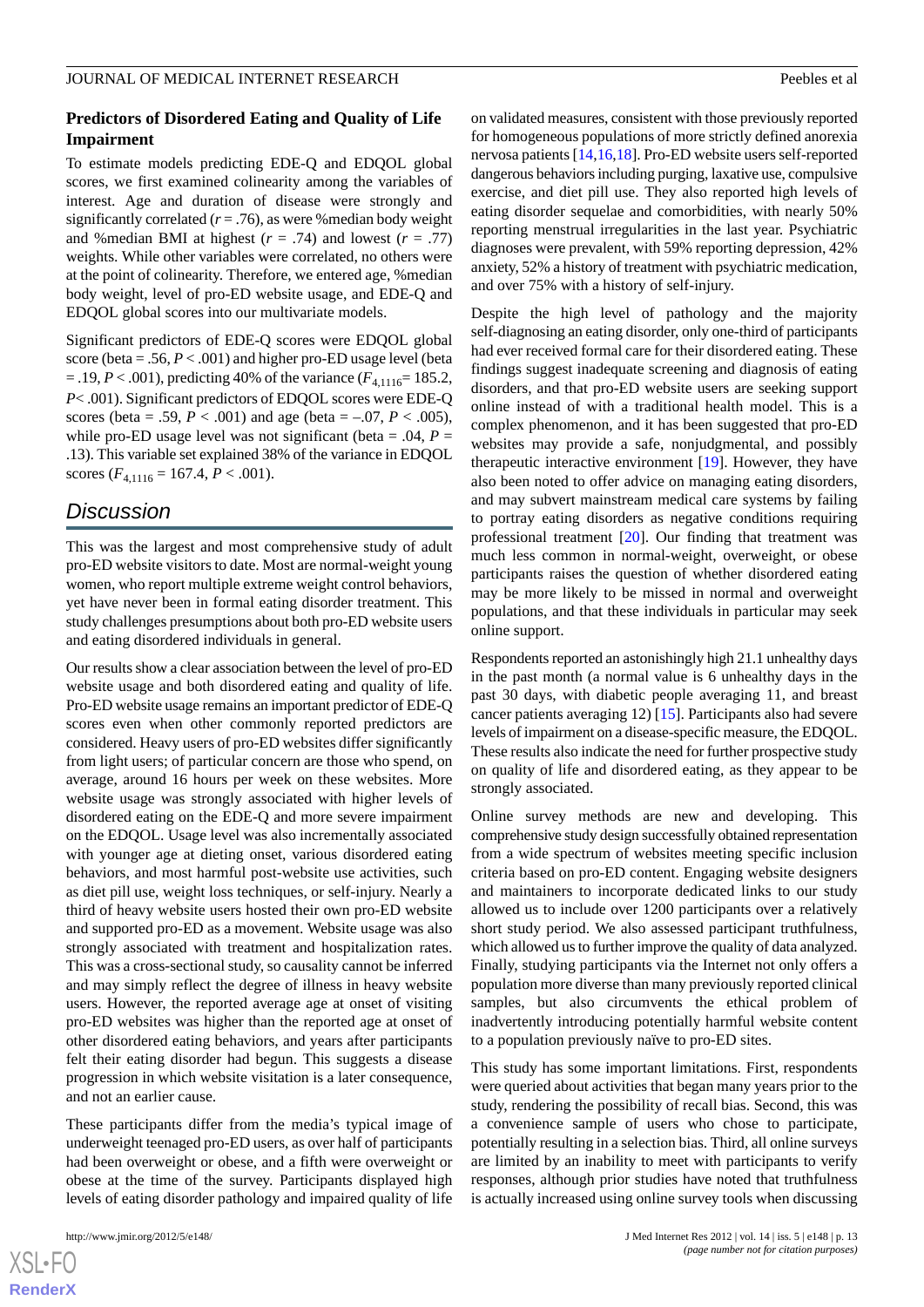### Predictors of Disordered Eating and Quality of Life Impairment

To estimate models predicting EDE-Q and EDQOL global scores, we first examined colinearity among the variables of interest. Age and duration of disease were strongly and significantly correlated ($r = .76$), as were %median body weight and %median BMI at highest ($r = .74$) and lowest ($r = .77$) weights. While other variables were correlated, no others were at the point of colinearity. Therefore, we entered age, %median body weight, level of pro-ED website usage, and EDE-Q and EDQOL global scores into our multivariate models.

Significant predictors of EDE-Q scores were EDQOL global score (beta = .56, $P < .001$) and higher pro-ED usage level (beta = .19, $P < .001$), predicting 40% of the variance ($F_{4,1116} = 185.2$, $P < .001$). Significant predictors of EDQOL scores were EDE-Q scores (beta = .59, $P < .001$) and age (beta = –.07, $P < .005$), while pro-ED usage level was not significant (beta = .04, $P = .13$). This variable set explained 38% of the variance in EDQOL scores ($F_{4,1116} = 167.4$, $P < .001$).

## Discussion

This was the largest and most comprehensive study of adult pro-ED website visitors to date. Most are normal-weight young women, who report multiple extreme weight control behaviors, yet have never been in formal eating disorder treatment. This study challenges presumptions about both pro-ED website users and eating disordered individuals in general.

Our results show a clear association between the level of pro-ED website usage and both disordered eating and quality of life. Pro-ED website usage remains an important predictor of EDE-Q scores even when other commonly reported predictors are considered. Heavy users of pro-ED websites differ significantly from light users; of particular concern are those who spend, on average, around 16 hours per week on these websites. More website usage was strongly associated with higher levels of disordered eating on the EDE-Q and more severe impairment on the EDQOL. Usage level was also incrementally associated with younger age at dieting onset, various disordered eating behaviors, and most harmful post-website use activities, such as diet pill use, weight loss techniques, or self-injury. Nearly a third of heavy website users hosted their own pro-ED website and supported pro-ED as a movement. Website usage was also strongly associated with treatment and hospitalization rates. This was a cross-sectional study, so causality cannot be inferred and may simply reflect the degree of illness in heavy website users. However, the reported average age at onset of visiting pro-ED websites was higher than the reported age at onset of other disordered eating behaviors, and years after participants felt their eating disorder had begun. This suggests a disease progression in which website visitation is a later consequence, and not an earlier cause.

These participants differ from the media's typical image of underweight teenaged pro-ED users, as over half of participants had been overweight or obese, and a fifth were overweight or obese at the time of the survey. Participants displayed high levels of eating disorder pathology and impaired quality of life on validated measures, consistent with those previously reported for homogeneous populations of more strictly defined anorexia nervosa patients [14,16,18]. Pro-ED website users self-reported dangerous behaviors including purging, laxative use, compulsive exercise, and diet pill use. They also reported high levels of eating disorder sequelae and comorbidities, with nearly 50% reporting menstrual irregularities in the last year. Psychiatric diagnoses were prevalent, with 59% reporting depression, 42% anxiety, 52% a history of treatment with psychiatric medication, and over 75% with a history of self-injury.

Despite the high level of pathology and the majority self-diagnosing an eating disorder, only one-third of participants had ever received formal care for their disordered eating. These findings suggest inadequate screening and diagnosis of eating disorders, and that pro-ED website users are seeking support online instead of with a traditional health model. This is a complex phenomenon, and it has been suggested that pro-ED websites may provide a safe, nonjudgmental, and possibly therapeutic interactive environment [19]. However, they have also been noted to offer advice on managing eating disorders, and may subvert mainstream medical care systems by failing to portray eating disorders as negative conditions requiring professional treatment [20]. Our finding that treatment was much less common in normal-weight, overweight, or obese participants raises the question of whether disordered eating may be more likely to be missed in normal and overweight populations, and that these individuals in particular may seek online support.

Respondents reported an astonishingly high 21.1 unhealthy days in the past month (a normal value is 6 unhealthy days in the past 30 days, with diabetic people averaging 11, and breast cancer patients averaging 12) [15]. Participants also had severe levels of impairment on a disease-specific measure, the EDQOL. These results also indicate the need for further prospective study on quality of life and disordered eating, as they appear to be strongly associated.

Online survey methods are new and developing. This comprehensive study design successfully obtained representation from a wide spectrum of websites meeting specific inclusion criteria based on pro-ED content. Engaging website designers and maintainers to incorporate dedicated links to our study allowed us to include over 1200 participants over a relatively short study period. We also assessed participant truthfulness, which allowed us to further improve the quality of data analyzed. Finally, studying participants via the Internet not only offers a population more diverse than many previously reported clinical samples, but also circumvents the ethical problem of inadvertently introducing potentially harmful website content to a population previously naïve to pro-ED sites.

This study has some important limitations. First, respondents were queried about activities that began many years prior to the study, rendering the possibility of recall bias. Second, this was a convenience sample of users who chose to participate, potentially resulting in a selection bias. Third, all online surveys are limited by an inability to meet with participants to verify responses, although prior studies have noted that truthfulness is actually increased using online survey tools when discussing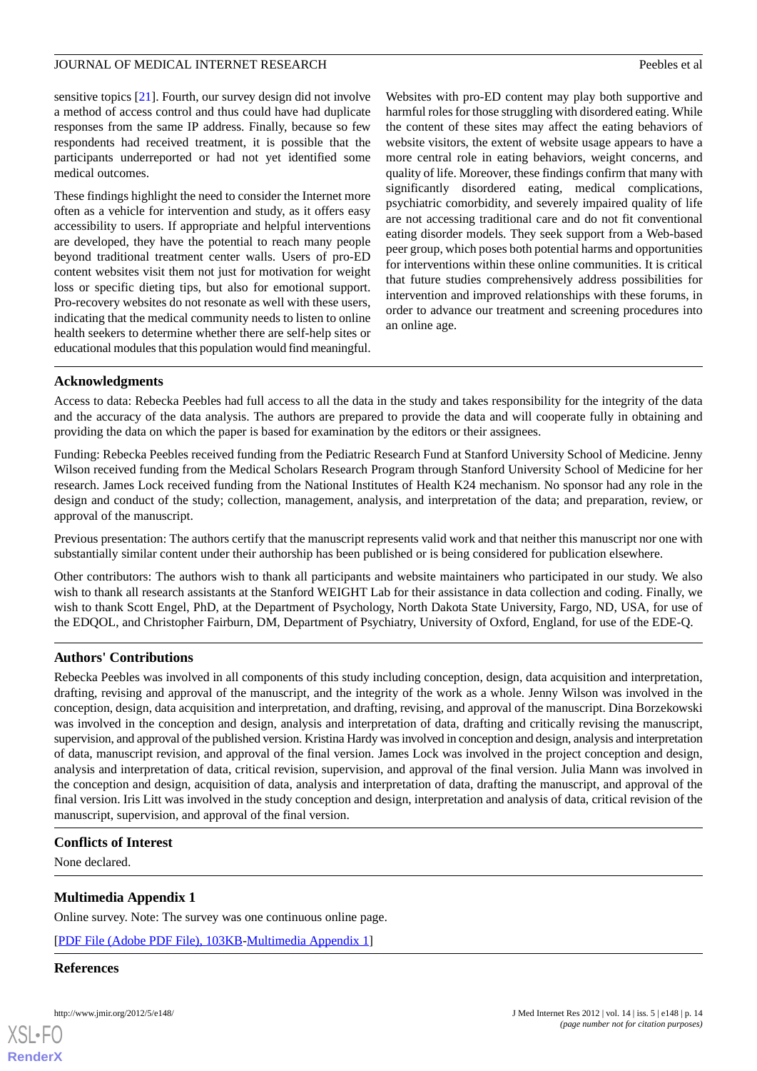sensitive topics [21]. Fourth, our survey design did not involve a method of access control and thus could have had duplicate responses from the same IP address. Finally, because so few respondents had received treatment, it is possible that the participants underreported or had not yet identified some medical outcomes.

These findings highlight the need to consider the Internet more often as a vehicle for intervention and study, as it offers easy accessibility to users. If appropriate and helpful interventions are developed, they have the potential to reach many people beyond traditional treatment center walls. Users of pro-ED content websites visit them not just for motivation for weight loss or specific dieting tips, but also for emotional support. Pro-recovery websites do not resonate as well with these users, indicating that the medical community needs to listen to online health seekers to determine whether there are self-help sites or educational modules that this population would find meaningful.

Websites with pro-ED content may play both supportive and harmful roles for those struggling with disordered eating. While the content of these sites may affect the eating behaviors of website visitors, the extent of website usage appears to have a more central role in eating behaviors, weight concerns, and quality of life. Moreover, these findings confirm that many with significantly disordered eating, medical complications, psychiatric comorbidity, and severely impaired quality of life are not accessing traditional care and do not fit conventional eating disorder models. They seek support from a Web-based peer group, which poses both potential harms and opportunities for interventions within these online communities. It is critical that future studies comprehensively address possibilities for intervention and improved relationships with these forums, in order to advance our treatment and screening procedures into an online age.

## Acknowledgments

Access to data: Rebecka Peebles had full access to all the data in the study and takes responsibility for the integrity of the data and the accuracy of the data analysis. The authors are prepared to provide the data and will cooperate fully in obtaining and providing the data on which the paper is based for examination by the editors or their assignees.

Funding: Rebecka Peebles received funding from the Pediatric Research Fund at Stanford University School of Medicine. Jenny Wilson received funding from the Medical Scholars Research Program through Stanford University School of Medicine for her research. James Lock received funding from the National Institutes of Health K24 mechanism. No sponsor had any role in the design and conduct of the study; collection, management, analysis, and interpretation of the data; and preparation, review, or approval of the manuscript.

Previous presentation: The authors certify that the manuscript represents valid work and that neither this manuscript nor one with substantially similar content under their authorship has been published or is being considered for publication elsewhere.

Other contributors: The authors wish to thank all participants and website maintainers who participated in our study. We also wish to thank all research assistants at the Stanford WEIGHT Lab for their assistance in data collection and coding. Finally, we wish to thank Scott Engel, PhD, at the Department of Psychology, North Dakota State University, Fargo, ND, USA, for use of the EDQOL, and Christopher Fairburn, DM, Department of Psychiatry, University of Oxford, England, for use of the EDE-Q.

## Authors' Contributions

Rebecka Peebles was involved in all components of this study including conception, design, data acquisition and interpretation, drafting, revising and approval of the manuscript, and the integrity of the work as a whole. Jenny Wilson was involved in the conception, design, data acquisition and interpretation, and drafting, revising, and approval of the manuscript. Dina Borzekowski was involved in the conception and design, analysis and interpretation of data, drafting and critically revising the manuscript, supervision, and approval of the published version. Kristina Hardy was involved in conception and design, analysis and interpretation of data, manuscript revision, and approval of the final version. James Lock was involved in the project conception and design, analysis and interpretation of data, critical revision, supervision, and approval of the final version. Julia Mann was involved in the conception and design, acquisition of data, analysis and interpretation of data, drafting the manuscript, and approval of the final version. Iris Litt was involved in the study conception and design, interpretation and analysis of data, critical revision of the manuscript, supervision, and approval of the final version.

## Conflicts of Interest

None declared.

## Multimedia Appendix 1

Online survey. Note: The survey was one continuous online page.

[PDF File (Adobe PDF File), 103KB-Multimedia Appendix 1]

## References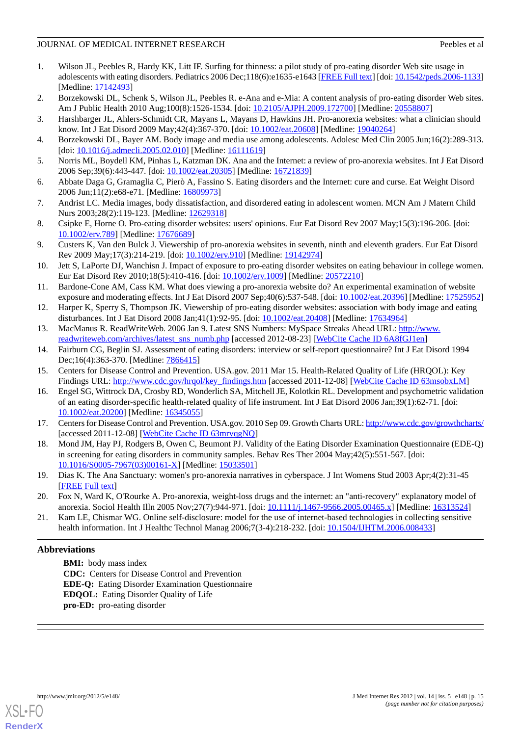1. Wilson JL, Peebles R, Hardy KK, Litt IF. Surfing for thinness: a pilot study of pro-eating disorder Web site usage in adolescents with eating disorders. Pediatrics 2006 Dec;118(6):e1635-e1643 [FREE Full text] [doi: 10.1542/peds.2006-1133] [Medline: 17142493]
2. Borzekowski DL, Schenk S, Wilson JL, Peebles R. e-Ana and e-Mia: A content analysis of pro-eating disorder Web sites. Am J Public Health 2010 Aug;100(8):1526-1534. [doi: 10.2105/AJPH.2009.172700] [Medline: 20558807]
3. Harshbarger JL, Ahlers-Schmidt CR, Mayans L, Mayans D, Hawkins JH. Pro-anorexia websites: what a clinician should know. Int J Eat Disord 2009 May;42(4):367-370. [doi: 10.1002/eat.20608] [Medline: 19040264]
4. Borzekowski DL, Bayer AM. Body image and media use among adolescents. Adolesc Med Clin 2005 Jun;16(2):289-313. [doi: 10.1016/j.admecli.2005.02.010] [Medline: 16111619]
5. Norris ML, Boydell KM, Pinhas L, Katzman DK. Ana and the Internet: a review of pro-anorexia websites. Int J Eat Disord 2006 Sep;39(6):443-447. [doi: 10.1002/eat.20305] [Medline: 16721839]
6. Abbate Daga G, Gramaglia C, Pierò A, Fassino S. Eating disorders and the Internet: cure and curse. Eat Weight Disord 2006 Jun;11(2):e68-e71. [Medline: 16809973]
7. Andrist LC. Media images, body dissatisfaction, and disordered eating in adolescent women. MCN Am J Matern Child Nurs 2003;28(2):119-123. [Medline: 12629318]
8. Csipke E, Horne O. Pro-eating disorder websites: users' opinions. Eur Eat Disord Rev 2007 May;15(3):196-206. [doi: 10.1002/erv.789] [Medline: 17676689]
9. Custers K, Van den Bulck J. Viewership of pro-anorexia websites in seventh, ninth and eleventh graders. Eur Eat Disord Rev 2009 May;17(3):214-219. [doi: 10.1002/erv.910] [Medline: 19142974]
10. Jett S, LaPorte DJ, Wanchisn J. Impact of exposure to pro-eating disorder websites on eating behaviour in college women. Eur Eat Disord Rev 2010;18(5):410-416. [doi: 10.1002/erv.1009] [Medline: 20572210]
11. Bardone-Cone AM, Cass KM. What does viewing a pro-anorexia website do? An experimental examination of website exposure and moderating effects. Int J Eat Disord 2007 Sep;40(6):537-548. [doi: 10.1002/eat.20396] [Medline: 17525952]
12. Harper K, Sperry S, Thompson JK. Viewership of pro-eating disorder websites: association with body image and eating disturbances. Int J Eat Disord 2008 Jan;41(1):92-95. [doi: 10.1002/eat.20408] [Medline: 17634964]
13. MacManus R. ReadWriteWeb. 2006 Jan 9. Latest SNS Numbers: MySpace Streaks Ahead URL: http://www.readwriteweb.com/archives/latest_sns_numb.php [accessed 2012-08-23] [WebCite Cache ID 6A8fGJ1en]
14. Fairburn CG, Beglin SJ. Assessment of eating disorders: interview or self-report questionnaire? Int J Eat Disord 1994 Dec;16(4):363-370. [Medline: 7866415]
15. Centers for Disease Control and Prevention. USA.gov. 2011 Mar 15. Health-Related Quality of Life (HRQOL): Key Findings URL: http://www.cdc.gov/hrqol/key_findings.htm [accessed 2011-12-08] [WebCite Cache ID 63msobxLM]
16. Engel SG, Wittrock DA, Crosby RD, Wonderlich SA, Mitchell JE, Kolotkin RL. Development and psychometric validation of an eating disorder-specific health-related quality of life instrument. Int J Eat Disord 2006 Jan;39(1):62-71. [doi: 10.1002/eat.20200] [Medline: 16345055]
17. Centers for Disease Control and Prevention. USA.gov. 2010 Sep 09. Growth Charts URL: http://www.cdc.gov/growthcharts/ [accessed 2011-12-08] [WebCite Cache ID 63mrvqgNQ]
18. Mond JM, Hay PJ, Rodgers B, Owen C, Beumont PJ. Validity of the Eating Disorder Examination Questionnaire (EDE-Q) in screening for eating disorders in community samples. Behav Res Ther 2004 May;42(5):551-567. [doi: 10.1016/S0005-7967(03)00161-X] [Medline: 15033501]
19. Dias K. The Ana Sanctuary: women's pro-anorexia narratives in cyberspace. J Int Womens Stud 2003 Apr;4(2):31-45 [FREE Full text]
20. Fox N, Ward K, O'Rourke A. Pro-anorexia, weight-loss drugs and the internet: an "anti-recovery" explanatory model of anorexia. Sociol Health Illn 2005 Nov;27(7):944-971. [doi: 10.1111/j.1467-9566.2005.00465.x] [Medline: 16313524]
21. Kam LE, Chismar WG. Online self-disclosure: model for the use of internet-based technologies in collecting sensitive health information. Int J Healthc Technol Manag 2006;7(3-4):218-232. [doi: 10.1504/IJHTM.2006.008433]

## Abbreviations

**BMI:** body mass index
**CDC:** Centers for Disease Control and Prevention
**EDE-Q:** Eating Disorder Examination Questionnaire
**EDQOL:** Eating Disorder Quality of Life
**pro-ED:** pro-eating disorder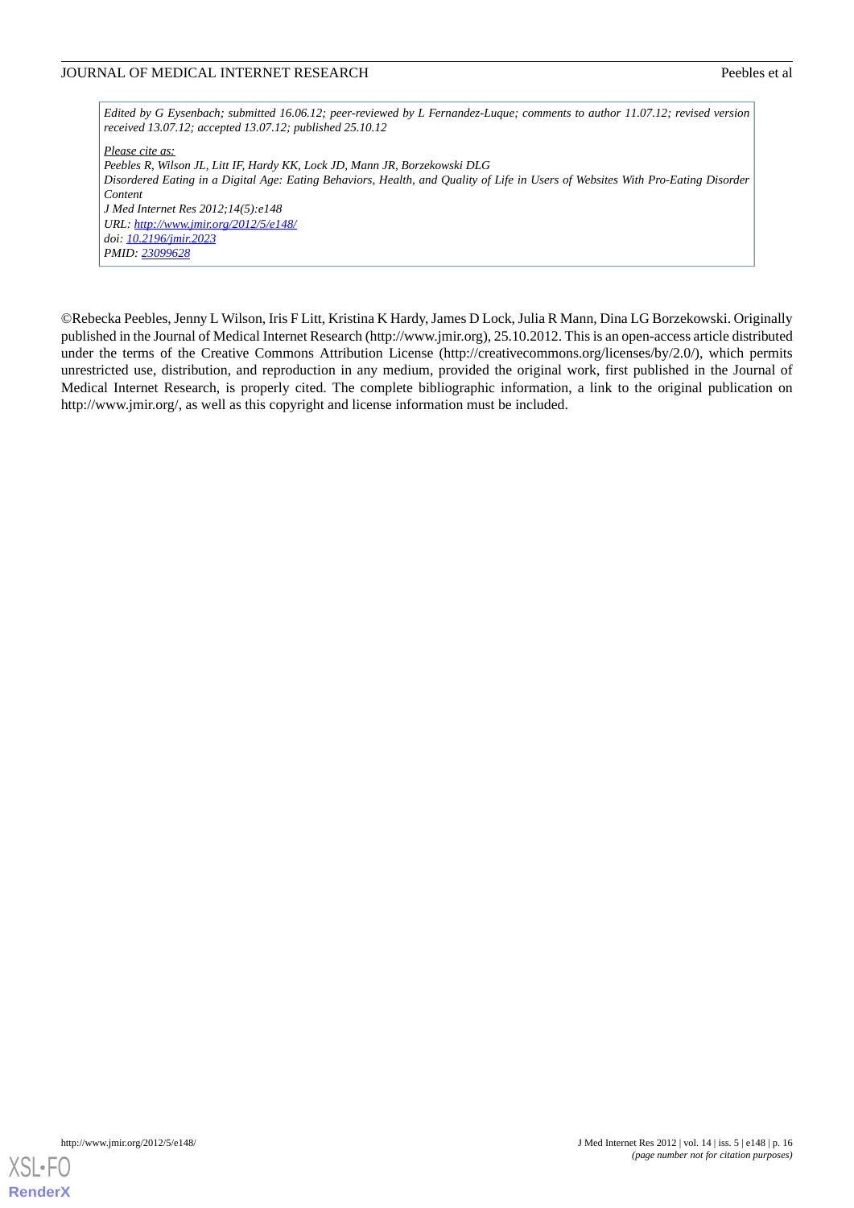*Edited by G Eysenbach; submitted 16.06.12; peer-reviewed by L Fernandez-Luque; comments to author 11.07.12; revised version received 13.07.12; accepted 13.07.12; published 25.10.12*

*Please cite as:*
*Peebles R, Wilson JL, Litt IF, Hardy KK, Lock JD, Mann JR, Borzekowski DLG*
*Disordered Eating in a Digital Age: Eating Behaviors, Health, and Quality of Life in Users of Websites With Pro-Eating Disorder Content*
*J Med Internet Res 2012;14(5):e148*
*URL: http://www.jmir.org/2012/5/e148/*
*doi: 10.2196/jmir.2023*
*PMID: 23099628*

©Rebecka Peebles, Jenny L Wilson, Iris F Litt, Kristina K Hardy, James D Lock, Julia R Mann, Dina LG Borzekowski. Originally published in the Journal of Medical Internet Research (http://www.jmir.org), 25.10.2012. This is an open-access article distributed under the terms of the Creative Commons Attribution License (http://creativecommons.org/licenses/by/2.0/), which permits unrestricted use, distribution, and reproduction in any medium, provided the original work, first published in the Journal of Medical Internet Research, is properly cited. The complete bibliographic information, a link to the original publication on http://www.jmir.org/, as well as this copyright and license information must be included.